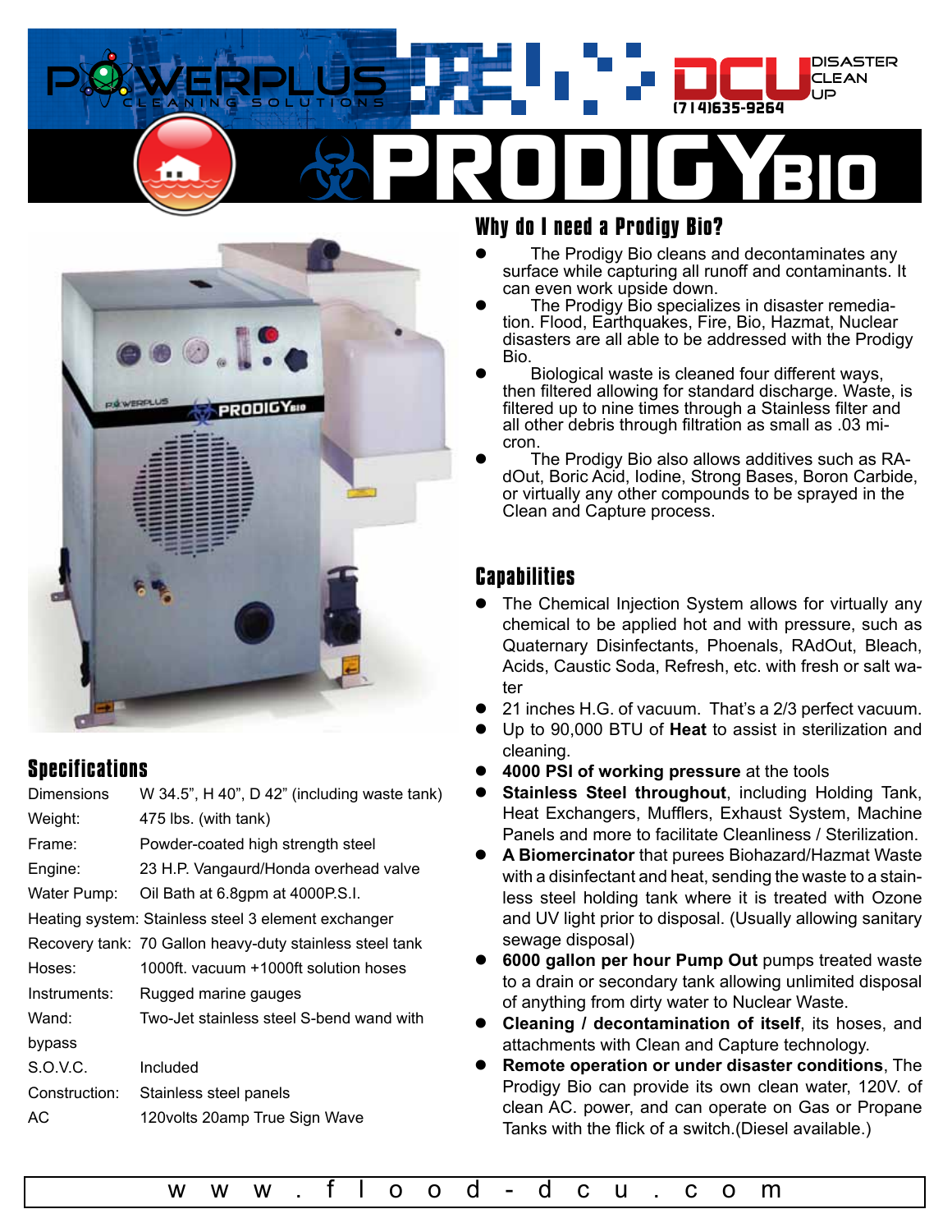# POWERPLUS CLEANING SOLUTIONS

DCU DISASTER CLEAN UP (714)635-9264

# PRODIGY BIO

## Why do I need a Prodigy Bio?

- The Prodigy Bio cleans and decontaminates any surface while capturing all runoff and contaminants. It can even work upside down.
- The Prodigy Bio specializes in disaster remediation. Flood, Earthquakes, Fire, Bio, Hazmat, Nuclear disasters are all able to be addressed with the Prodigy Bio.
- Biological waste is cleaned four different ways, then filtered allowing for standard discharge. Waste, is filtered up to nine times through a Stainless filter and all other debris through filtration as small as .03 micron.
- The Prodigy Bio also allows additives such as RAdOut, Boric Acid, Iodine, Strong Bases, Boron Carbide, or virtually any other compounds to be sprayed in the Clean and Capture process.

## Specifications

| | |
|---|---|
| Dimensions | W 34.5", H 40", D 42" (including waste tank) |
| Weight: | 475 lbs. (with tank) |
| Frame: | Powder-coated high strength steel |
| Engine: | 23 H.P. Vangaurd/Honda overhead valve |
| Water Pump: | Oil Bath at 6.8gpm at 4000P.S.I. |
| Heating system: | Stainless steel 3 element exchanger |
| Recovery tank: | 70 Gallon heavy-duty stainless steel tank |
| Hoses: | 1000ft. vacuum +1000ft solution hoses |
| Instruments: | Rugged marine gauges |
| Wand: | Two-Jet stainless steel S-bend wand with bypass |
| S.O.V.C. | Included |
| Construction: | Stainless steel panels |
| AC | 120volts 20amp True Sign Wave |

## Capabilities

- The Chemical Injection System allows for virtually any chemical to be applied hot and with pressure, such as Quaternary Disinfectants, Phoenals, RAdOut, Bleach, Acids, Caustic Soda, Refresh, etc. with fresh or salt water
- 21 inches H.G. of vacuum. That's a 2/3 perfect vacuum.
- Up to 90,000 BTU of **Heat** to assist in sterilization and cleaning.
- **4000 PSI of working pressure** at the tools
- **Stainless Steel throughout**, including Holding Tank, Heat Exchangers, Mufflers, Exhaust System, Machine Panels and more to facilitate Cleanliness / Sterilization.
- **A Biomercinator** that purees Biohazard/Hazmat Waste with a disinfectant and heat, sending the waste to a stainless steel holding tank where it is treated with Ozone and UV light prior to disposal. (Usually allowing sanitary sewage disposal)
- **6000 gallon per hour Pump Out** pumps treated waste to a drain or secondary tank allowing unlimited disposal of anything from dirty water to Nuclear Waste.
- **Cleaning / decontamination of itself**, its hoses, and attachments with Clean and Capture technology.
- **Remote operation or under disaster conditions**, The Prodigy Bio can provide its own clean water, 120V. of clean AC. power, and can operate on Gas or Propane Tanks with the flick of a switch.(Diesel available.)

www.flood-dcu.com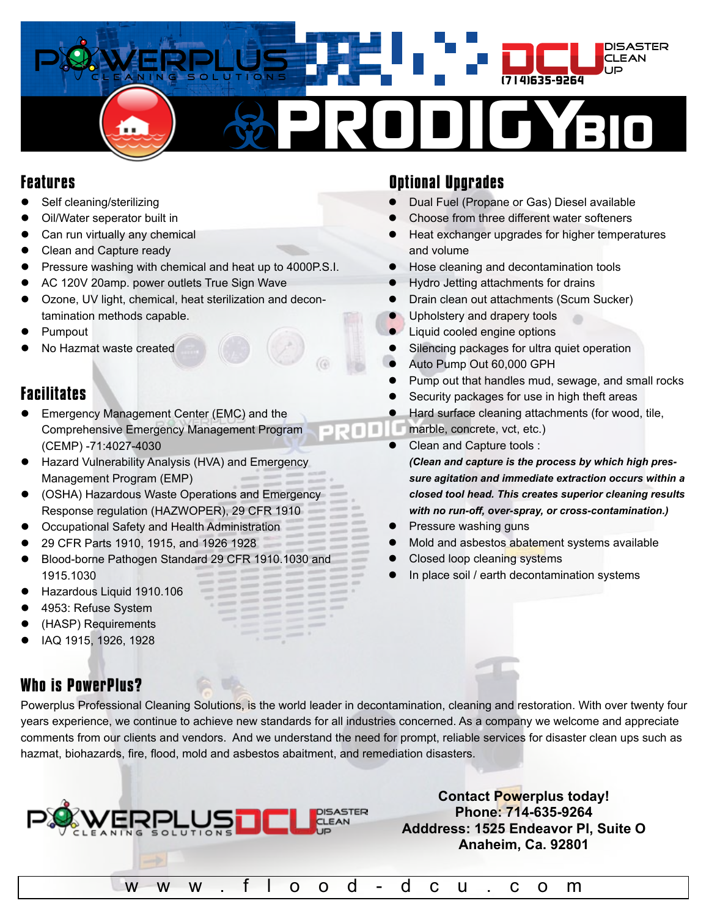POWERPLUS CLEANING SOLUTIONS

DCU DISASTER CLEAN UP (714)635-9264

# PRODIGY BIO

## Features

- Self cleaning/sterilizing
- Oil/Water seperator built in
- Can run virtually any chemical
- Clean and Capture ready
- Pressure washing with chemical and heat up to 4000P.S.I.
- AC 120V 20amp. power outlets True Sign Wave
- Ozone, UV light, chemical, heat sterilization and decontamination methods capable.
- Pumpout
- No Hazmat waste created

## Facilitates

- Emergency Management Center (EMC) and the Comprehensive Emergency Management Program (CEMP) -71:4027-4030
- Hazard Vulnerability Analysis (HVA) and Emergency Management Program (EMP)
- (OSHA) Hazardous Waste Operations and Emergency Response regulation (HAZWOPER), 29 CFR 1910
- Occupational Safety and Health Administration
- 29 CFR Parts 1910, 1915, and 1926 1928
- Blood-borne Pathogen Standard 29 CFR 1910.1030 and 1915.1030
- Hazardous Liquid 1910.106
- 4953: Refuse System
- (HASP) Requirements
- IAQ 1915, 1926, 1928

## Optional Upgrades

- Dual Fuel (Propane or Gas) Diesel available
- Choose from three different water softeners
- Heat exchanger upgrades for higher temperatures and volume
- Hose cleaning and decontamination tools
- Hydro Jetting attachments for drains
- Drain clean out attachments (Scum Sucker)
- Upholstery and drapery tools
- Liquid cooled engine options
- Silencing packages for ultra quiet operation
- Auto Pump Out 60,000 GPH
- Pump out that handles mud, sewage, and small rocks
- Security packages for use in high theft areas
- Hard surface cleaning attachments (for wood, tile, marble, concrete, vct, etc.)
- Clean and Capture tools :
  ***(Clean and capture is the process by which high pressure agitation and immediate extraction occurs within a closed tool head. This creates superior cleaning results with no run-off, over-spray, or cross-contamination.)***
- Pressure washing guns
- Mold and asbestos abatement systems available
- Closed loop cleaning systems
- In place soil / earth decontamination systems

## Who is PowerPlus?

Powerplus Professional Cleaning Solutions, is the world leader in decontamination, cleaning and restoration. With over twenty four years experience, we continue to achieve new standards for all industries concerned. As a company we welcome and appreciate comments from our clients and vendors. And we understand the need for prompt, reliable services for disaster clean ups such as hazmat, biohazards, fire, flood, mold and asbestos abaitment, and remediation disasters.

POWERPLUS CLEANING SOLUTIONS DCU DISASTER CLEAN UP

**Contact Powerplus today!**
**Phone: 714-635-9264**
**Adddress: 1525 Endeavor Pl, Suite O**
**Anaheim, Ca. 92801**

www.flood-dcu.com